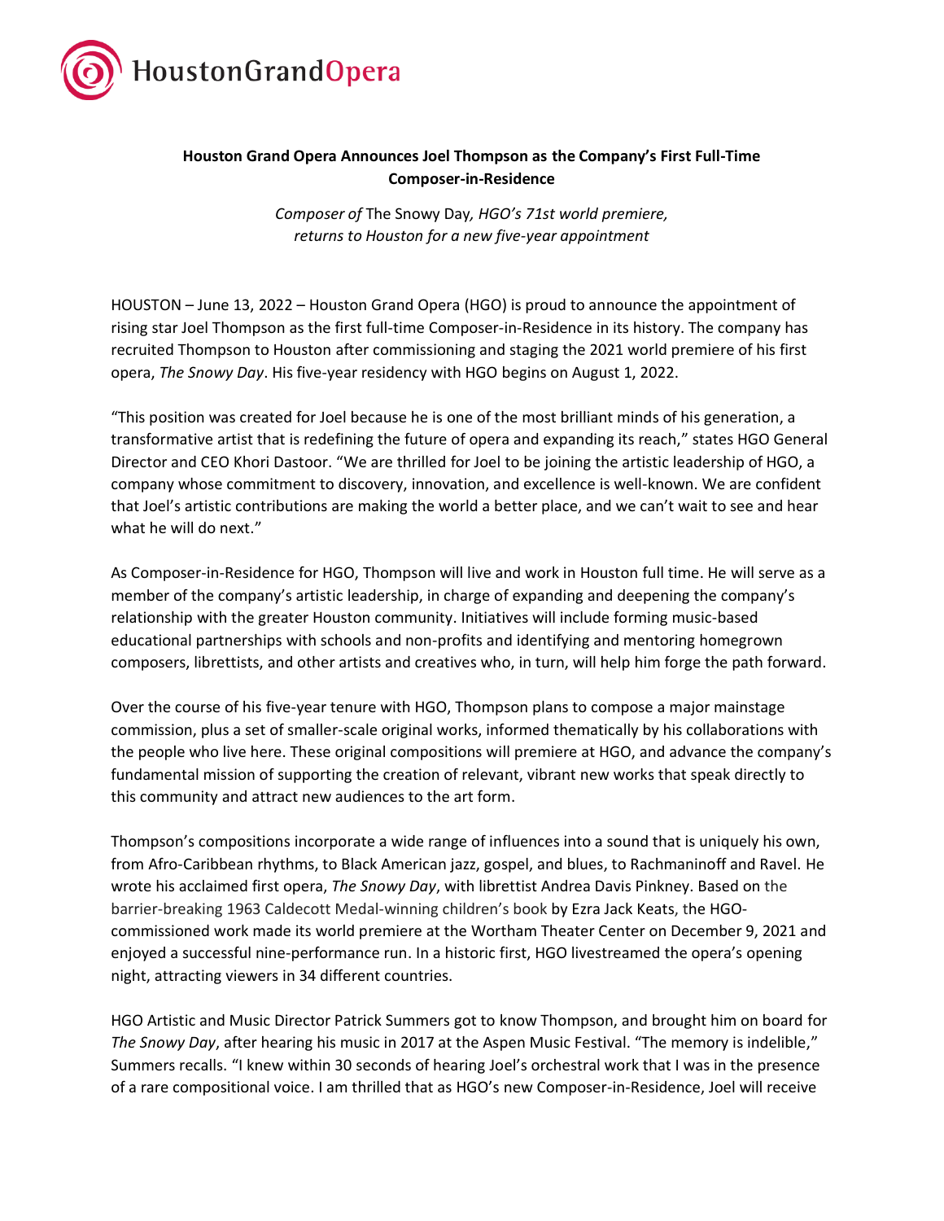HoustonGrandOpera

**Houston Grand Opera Announces Joel Thompson as the Company's First Full-Time Composer-in-Residence**

*Composer of* The Snowy Day*, HGO's 71st world premiere, returns to Houston for a new five-year appointment*

HOUSTON – June 13, 2022 – Houston Grand Opera (HGO) is proud to announce the appointment of rising star Joel Thompson as the first full-time Composer-in-Residence in its history. The company has recruited Thompson to Houston after commissioning and staging the 2021 world premiere of his first opera, *The Snowy Day*. His five-year residency with HGO begins on August 1, 2022.

"This position was created for Joel because he is one of the most brilliant minds of his generation, a transformative artist that is redefining the future of opera and expanding its reach," states HGO General Director and CEO Khori Dastoor. "We are thrilled for Joel to be joining the artistic leadership of HGO, a company whose commitment to discovery, innovation, and excellence is well-known. We are confident that Joel's artistic contributions are making the world a better place, and we can't wait to see and hear what he will do next."

As Composer-in-Residence for HGO, Thompson will live and work in Houston full time. He will serve as a member of the company's artistic leadership, in charge of expanding and deepening the company's relationship with the greater Houston community. Initiatives will include forming music-based educational partnerships with schools and non-profits and identifying and mentoring homegrown composers, librettists, and other artists and creatives who, in turn, will help him forge the path forward.

Over the course of his five-year tenure with HGO, Thompson plans to compose a major mainstage commission, plus a set of smaller-scale original works, informed thematically by his collaborations with the people who live here. These original compositions will premiere at HGO, and advance the company's fundamental mission of supporting the creation of relevant, vibrant new works that speak directly to this community and attract new audiences to the art form.

Thompson's compositions incorporate a wide range of influences into a sound that is uniquely his own, from Afro-Caribbean rhythms, to Black American jazz, gospel, and blues, to Rachmaninoff and Ravel. He wrote his acclaimed first opera, *The Snowy Day*, with librettist Andrea Davis Pinkney. Based on the barrier-breaking 1963 Caldecott Medal-winning children's book by Ezra Jack Keats, the HGO-commissioned work made its world premiere at the Wortham Theater Center on December 9, 2021 and enjoyed a successful nine-performance run. In a historic first, HGO livestreamed the opera's opening night, attracting viewers in 34 different countries.

HGO Artistic and Music Director Patrick Summers got to know Thompson, and brought him on board for *The Snowy Day*, after hearing his music in 2017 at the Aspen Music Festival. "The memory is indelible," Summers recalls. "I knew within 30 seconds of hearing Joel's orchestral work that I was in the presence of a rare compositional voice. I am thrilled that as HGO's new Composer-in-Residence, Joel will receive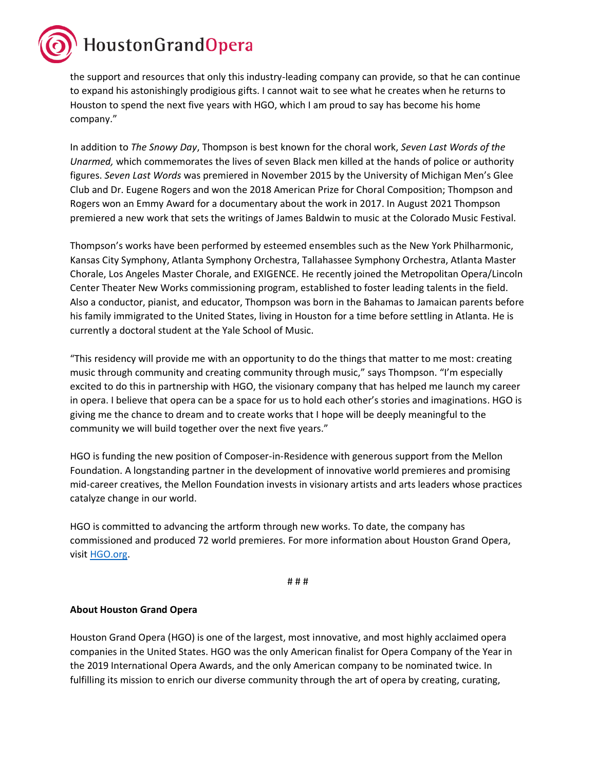the support and resources that only this industry-leading company can provide, so that he can continue to expand his astonishingly prodigious gifts. I cannot wait to see what he creates when he returns to Houston to spend the next five years with HGO, which I am proud to say has become his home company."

In addition to *The Snowy Day*, Thompson is best known for the choral work, *Seven Last Words of the Unarmed,* which commemorates the lives of seven Black men killed at the hands of police or authority figures. *Seven Last Words* was premiered in November 2015 by the University of Michigan Men's Glee Club and Dr. Eugene Rogers and won the 2018 American Prize for Choral Composition; Thompson and Rogers won an Emmy Award for a documentary about the work in 2017. In August 2021 Thompson premiered a new work that sets the writings of James Baldwin to music at the Colorado Music Festival.

Thompson's works have been performed by esteemed ensembles such as the New York Philharmonic, Kansas City Symphony, Atlanta Symphony Orchestra, Tallahassee Symphony Orchestra, Atlanta Master Chorale, Los Angeles Master Chorale, and EXIGENCE. He recently joined the Metropolitan Opera/Lincoln Center Theater New Works commissioning program, established to foster leading talents in the field. Also a conductor, pianist, and educator, Thompson was born in the Bahamas to Jamaican parents before his family immigrated to the United States, living in Houston for a time before settling in Atlanta. He is currently a doctoral student at the Yale School of Music.

"This residency will provide me with an opportunity to do the things that matter to me most: creating music through community and creating community through music," says Thompson. "I'm especially excited to do this in partnership with HGO, the visionary company that has helped me launch my career in opera. I believe that opera can be a space for us to hold each other's stories and imaginations. HGO is giving me the chance to dream and to create works that I hope will be deeply meaningful to the community we will build together over the next five years."

HGO is funding the new position of Composer-in-Residence with generous support from the Mellon Foundation. A longstanding partner in the development of innovative world premieres and promising mid-career creatives, the Mellon Foundation invests in visionary artists and arts leaders whose practices catalyze change in our world.

HGO is committed to advancing the artform through new works. To date, the company has commissioned and produced 72 world premieres. For more information about Houston Grand Opera, visit [HGO.org](HGO.org).

# # #

**About Houston Grand Opera**

Houston Grand Opera (HGO) is one of the largest, most innovative, and most highly acclaimed opera companies in the United States. HGO was the only American finalist for Opera Company of the Year in the 2019 International Opera Awards, and the only American company to be nominated twice. In fulfilling its mission to enrich our diverse community through the art of opera by creating, curating,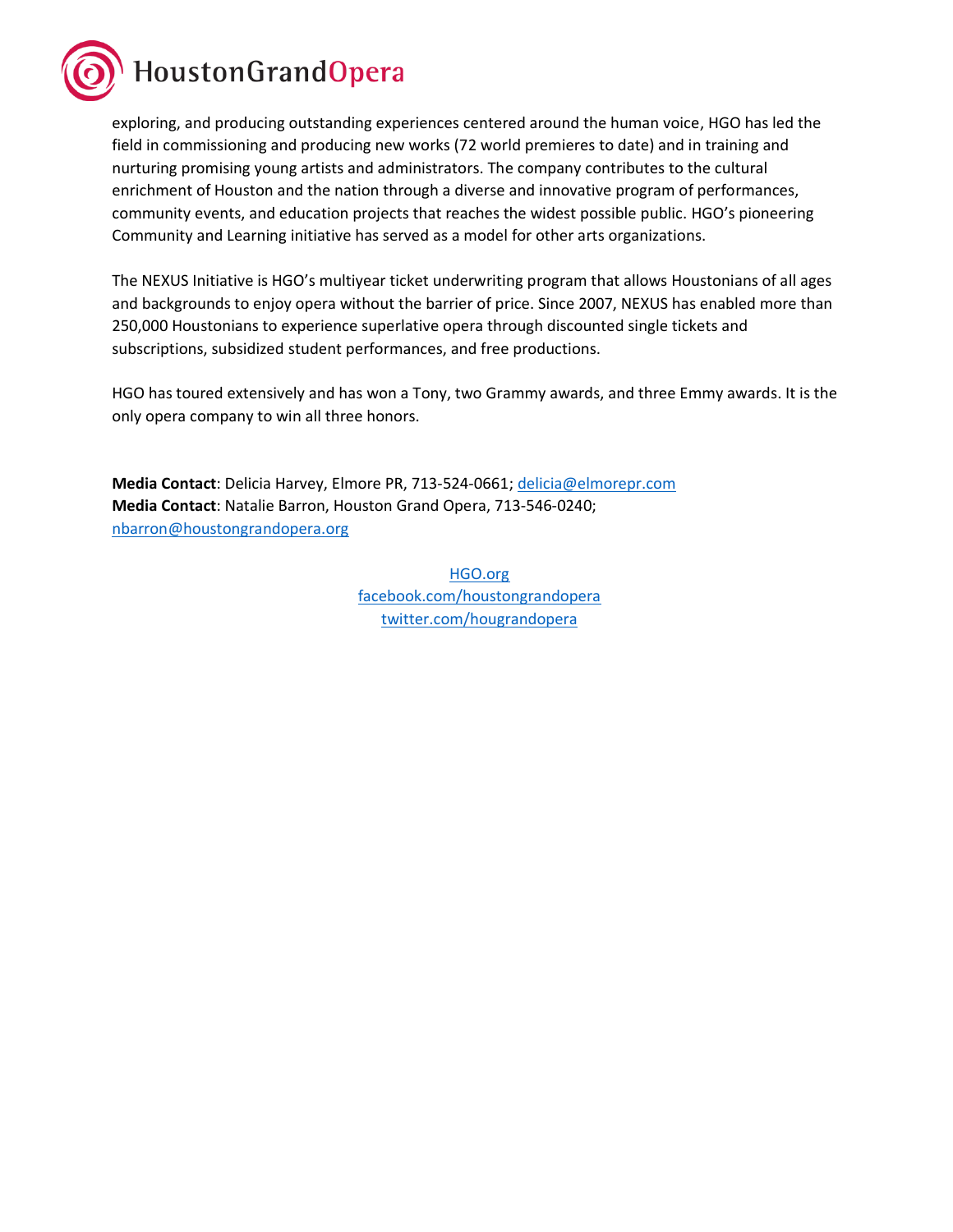exploring, and producing outstanding experiences centered around the human voice, HGO has led the field in commissioning and producing new works (72 world premieres to date) and in training and nurturing promising young artists and administrators. The company contributes to the cultural enrichment of Houston and the nation through a diverse and innovative program of performances, community events, and education projects that reaches the widest possible public. HGO's pioneering Community and Learning initiative has served as a model for other arts organizations.

The NEXUS Initiative is HGO's multiyear ticket underwriting program that allows Houstonians of all ages and backgrounds to enjoy opera without the barrier of price. Since 2007, NEXUS has enabled more than 250,000 Houstonians to experience superlative opera through discounted single tickets and subscriptions, subsidized student performances, and free productions.

HGO has toured extensively and has won a Tony, two Grammy awards, and three Emmy awards. It is the only opera company to win all three honors.

**Media Contact**: Delicia Harvey, Elmore PR, 713-524-0661; delicia@elmorepr.com
**Media Contact**: Natalie Barron, Houston Grand Opera, 713-546-0240; nbarron@houstongrandopera.org

HGO.org
facebook.com/houstongrandopera
twitter.com/hougrandopera